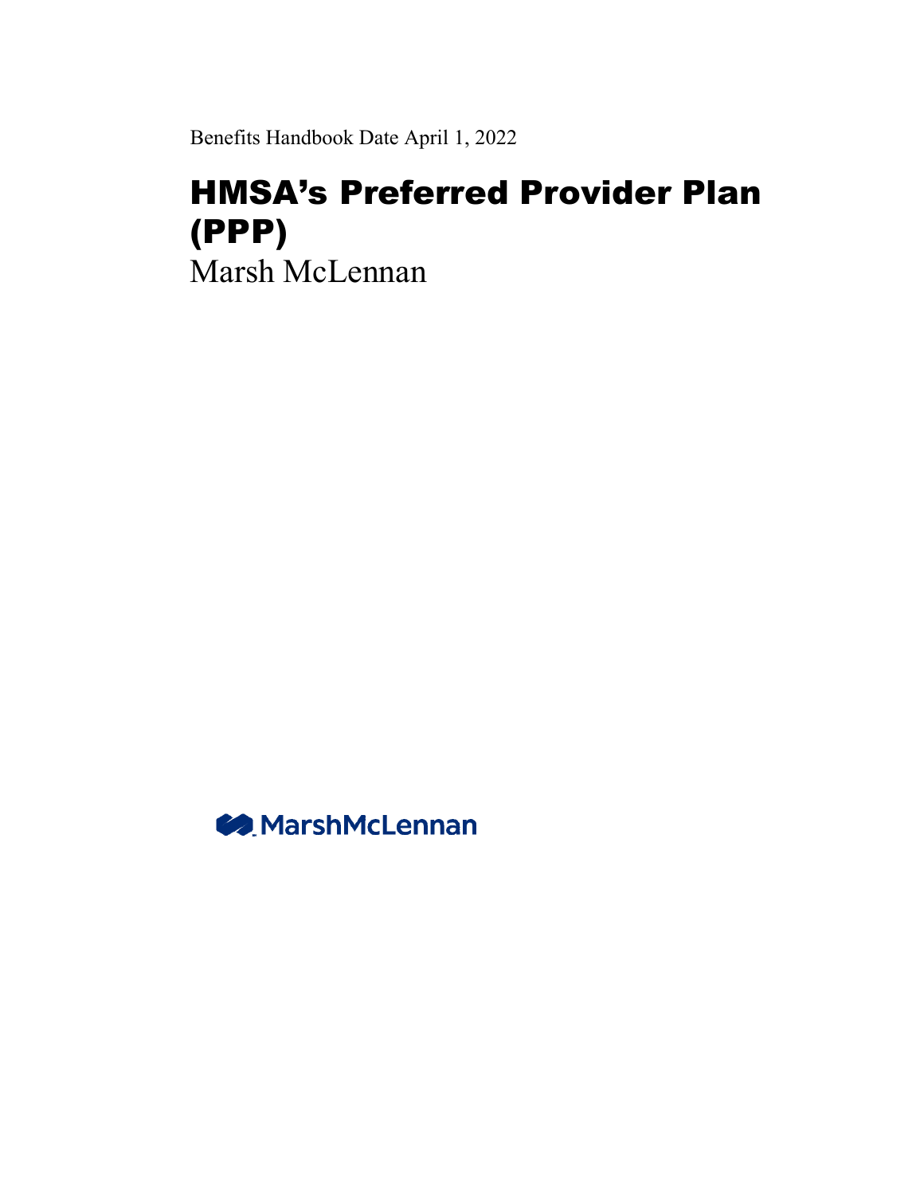Benefits Handbook Date April 1, 2022

# HMSA's Preferred Provider Plan (PPP)

Marsh McLennan

MarshMcLennan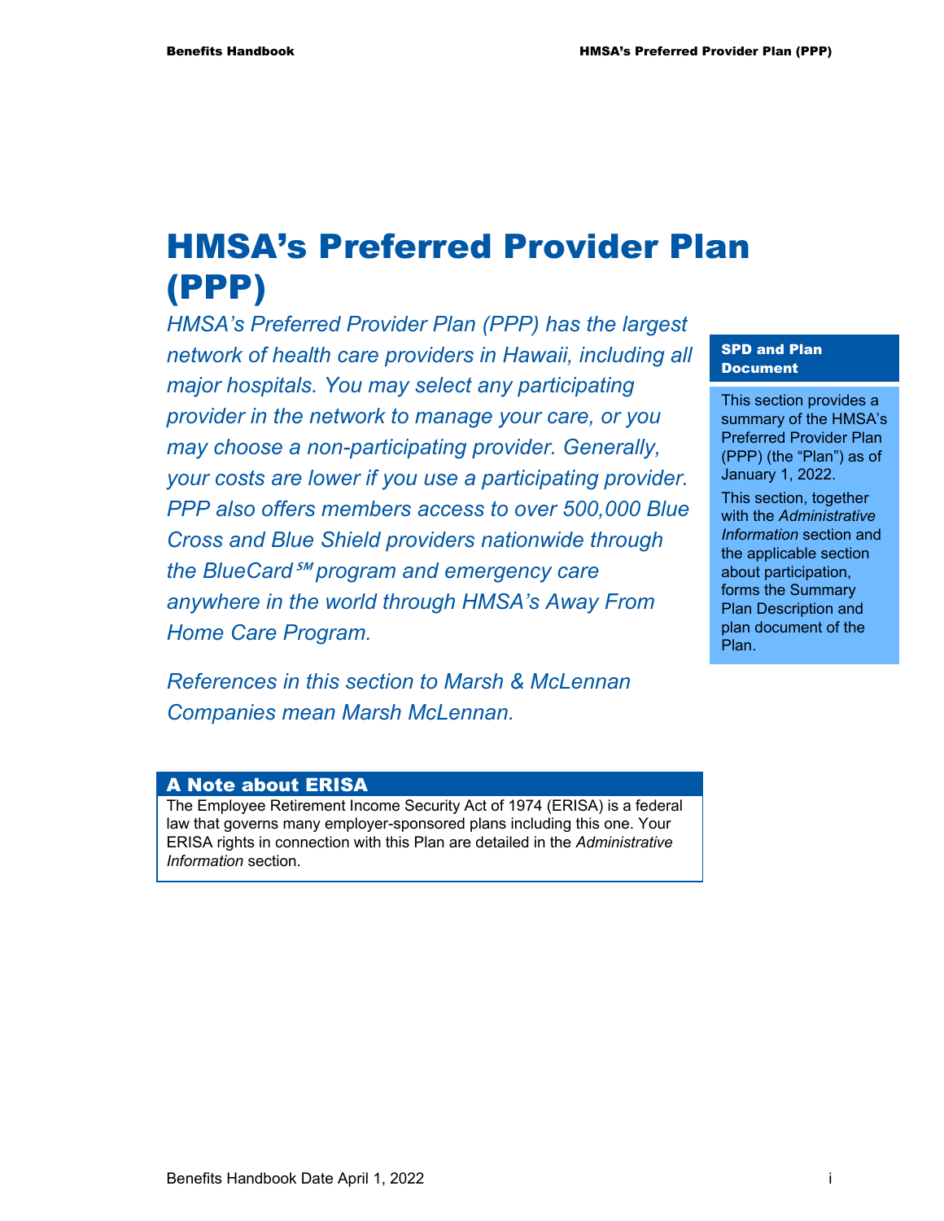# HMSA's Preferred Provider Plan (PPP)

*HMSA's Preferred Provider Plan (PPP) has the largest network of health care providers in Hawaii, including all major hospitals. You may select any participating provider in the network to manage your care, or you may choose a non-participating provider. Generally, your costs are lower if you use a participating provider. PPP also offers members access to over 500,000 Blue Cross and Blue Shield providers nationwide through the BlueCard℠ program and emergency care anywhere in the world through HMSA's Away From Home Care Program.*

*References in this section to Marsh & McLennan Companies mean Marsh McLennan.*

**SPD and Plan Document**

This section provides a summary of the HMSA's Preferred Provider Plan (PPP) (the "Plan") as of January 1, 2022.

This section, together with the *Administrative Information* section and the applicable section about participation, forms the Summary Plan Description and plan document of the Plan.

## A Note about ERISA

The Employee Retirement Income Security Act of 1974 (ERISA) is a federal law that governs many employer-sponsored plans including this one. Your ERISA rights in connection with this Plan are detailed in the *Administrative Information* section.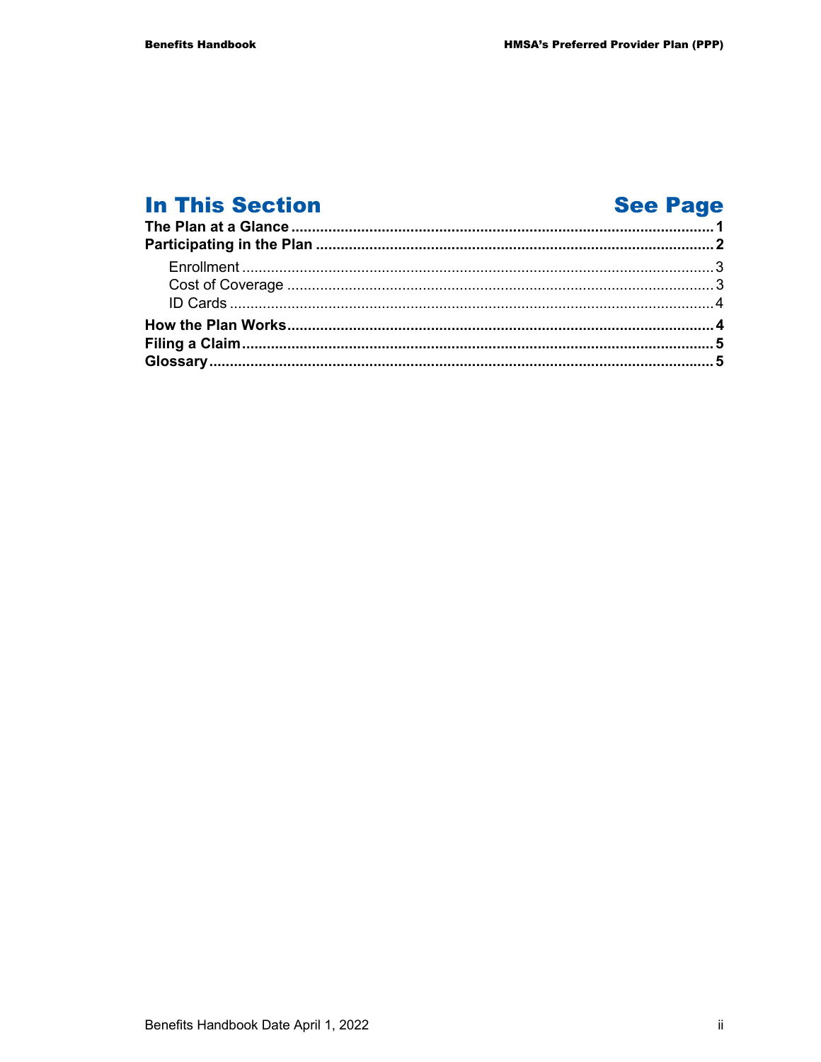## In This Section / See Page

| In This Section | See Page |
|---|---|
| **The Plan at a Glance** | **1** |
| **Participating in the Plan** | **2** |
| Enrollment | 3 |
| Cost of Coverage | 3 |
| ID Cards | 4 |
| **How the Plan Works** | **4** |
| **Filing a Claim** | **5** |
| **Glossary** | **5** |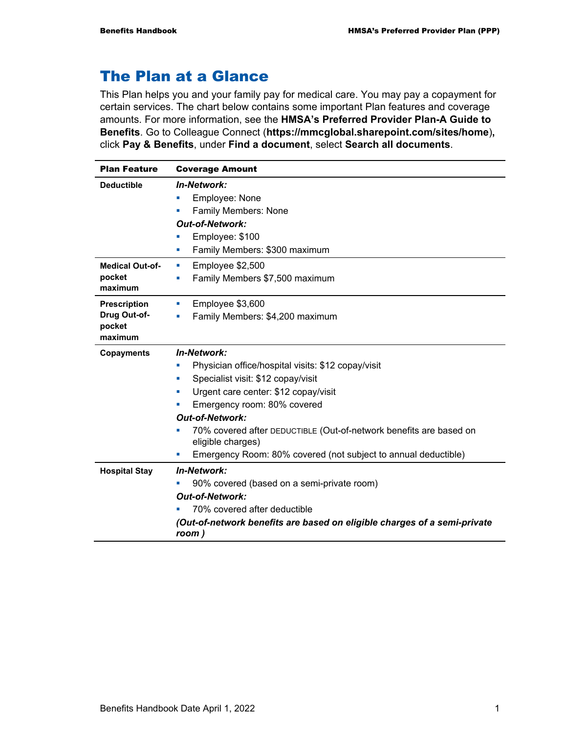# The Plan at a Glance

This Plan helps you and your family pay for medical care. You may pay a copayment for certain services. The chart below contains some important Plan features and coverage amounts. For more information, see the **HMSA's Preferred Provider Plan-A Guide to Benefits**. Go to Colleague Connect (**https://mmcglobal.sharepoint.com/sites/home**), click **Pay & Benefits**, under **Find a document**, select **Search all documents**.

| Plan Feature | Coverage Amount |
|---|---|
| **Deductible** | ***In-Network:***<br>▪ Employee: None<br>▪ Family Members: None<br>***Out-of-Network:***<br>▪ Employee: $100<br>▪ Family Members: $300 maximum |
| **Medical Out-of-pocket maximum** | ▪ Employee $2,500<br>▪ Family Members $7,500 maximum |
| **Prescription Drug Out-of-pocket maximum** | ▪ Employee $3,600<br>▪ Family Members: $4,200 maximum |
| **Copayments** | ***In-Network:***<br>▪ Physician office/hospital visits: $12 copay/visit<br>▪ Specialist visit: $12 copay/visit<br>▪ Urgent care center: $12 copay/visit<br>▪ Emergency room: 80% covered<br>***Out-of-Network:***<br>▪ 70% covered after DEDUCTIBLE (Out-of-network benefits are based on eligible charges)<br>▪ Emergency Room: 80% covered (not subject to annual deductible) |
| **Hospital Stay** | ***In-Network:***<br>▪ 90% covered (based on a semi-private room)<br>***Out-of-Network:***<br>▪ 70% covered after deductible<br>***(Out-of-network benefits are based on eligible charges of a semi-private room )*** |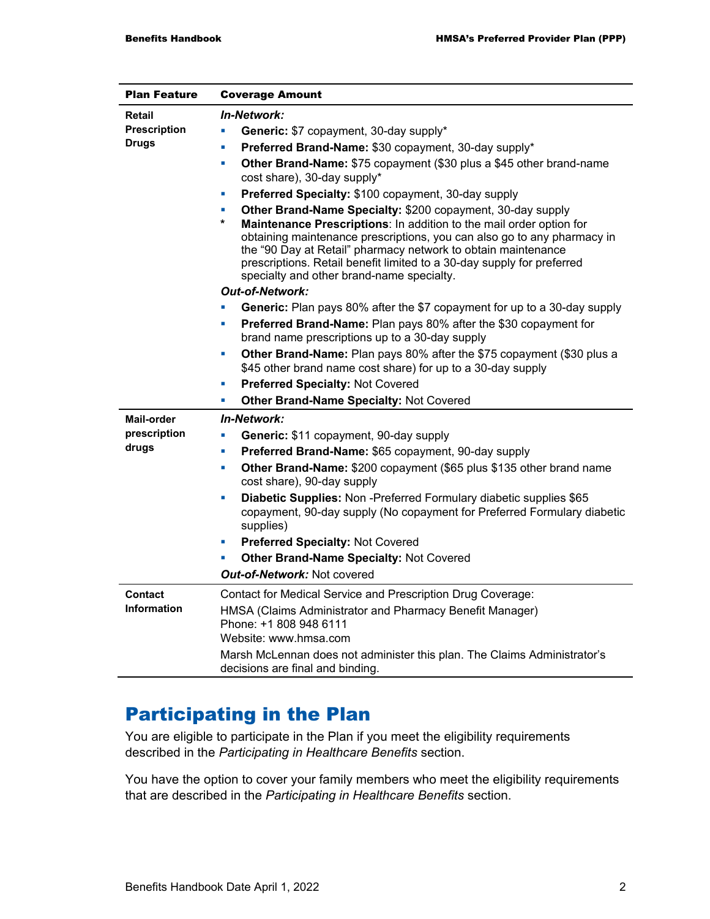| Plan Feature | Coverage Amount |
|---|---|
| **Retail Prescription Drugs** | ***In-Network:***<br>▪ **Generic:** $7 copayment, 30-day supply*<br>▪ **Preferred Brand-Name:** $30 copayment, 30-day supply*<br>▪ **Other Brand-Name:** $75 copayment ($30 plus a $45 other brand-name cost share), 30-day supply*<br>▪ **Preferred Specialty:** $100 copayment, 30-day supply<br>▪ **Other Brand-Name Specialty:** $200 copayment, 30-day supply<br>* **Maintenance Prescriptions**: In addition to the mail order option for obtaining maintenance prescriptions, you can also go to any pharmacy in the "90 Day at Retail" pharmacy network to obtain maintenance prescriptions. Retail benefit limited to a 30-day supply for preferred specialty and other brand-name specialty.<br>***Out-of-Network:***<br>▪ **Generic:** Plan pays 80% after the $7 copayment for up to a 30-day supply<br>▪ **Preferred Brand-Name:** Plan pays 80% after the $30 copayment for brand name prescriptions up to a 30-day supply<br>▪ **Other Brand-Name:** Plan pays 80% after the $75 copayment ($30 plus a $45 other brand name cost share) for up to a 30-day supply<br>▪ **Preferred Specialty:** Not Covered<br>▪ **Other Brand-Name Specialty:** Not Covered |
| **Mail-order prescription drugs** | ***In-Network:***<br>▪ **Generic:** $11 copayment, 90-day supply<br>▪ **Preferred Brand-Name:** $65 copayment, 90-day supply<br>▪ **Other Brand-Name:** $200 copayment ($65 plus $135 other brand name cost share), 90-day supply<br>▪ **Diabetic Supplies:** Non -Preferred Formulary diabetic supplies $65 copayment, 90-day supply (No copayment for Preferred Formulary diabetic supplies)<br>▪ **Preferred Specialty:** Not Covered<br>▪ **Other Brand-Name Specialty:** Not Covered<br>***Out-of-Network:*** Not covered |
| **Contact Information** | Contact for Medical Service and Prescription Drug Coverage:<br>HMSA (Claims Administrator and Pharmacy Benefit Manager)<br>Phone: +1 808 948 6111<br>Website: www.hmsa.com<br>Marsh McLennan does not administer this plan. The Claims Administrator's decisions are final and binding. |

# Participating in the Plan

You are eligible to participate in the Plan if you meet the eligibility requirements described in the *Participating in Healthcare Benefits* section.

You have the option to cover your family members who meet the eligibility requirements that are described in the *Participating in Healthcare Benefits* section.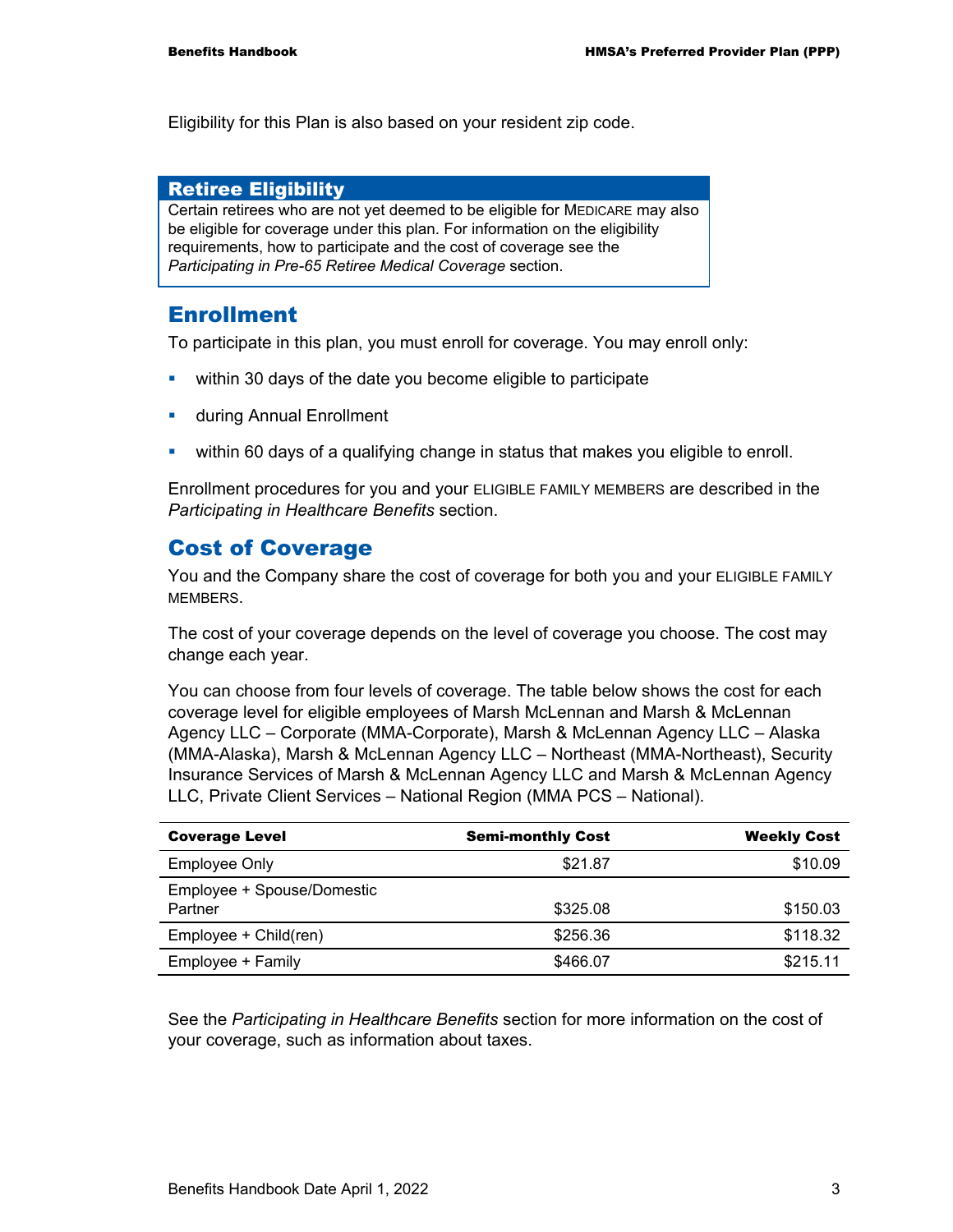Eligibility for this Plan is also based on your resident zip code.

**Retiree Eligibility**

Certain retirees who are not yet deemed to be eligible for MEDICARE may also be eligible for coverage under this plan. For information on the eligibility requirements, how to participate and the cost of coverage see the *Participating in Pre-65 Retiree Medical Coverage* section.

## Enrollment

To participate in this plan, you must enroll for coverage. You may enroll only:

- within 30 days of the date you become eligible to participate
- during Annual Enrollment
- within 60 days of a qualifying change in status that makes you eligible to enroll.

Enrollment procedures for you and your ELIGIBLE FAMILY MEMBERS are described in the *Participating in Healthcare Benefits* section.

## Cost of Coverage

You and the Company share the cost of coverage for both you and your ELIGIBLE FAMILY MEMBERS.

The cost of your coverage depends on the level of coverage you choose. The cost may change each year.

You can choose from four levels of coverage. The table below shows the cost for each coverage level for eligible employees of Marsh McLennan and Marsh & McLennan Agency LLC – Corporate (MMA-Corporate), Marsh & McLennan Agency LLC – Alaska (MMA-Alaska), Marsh & McLennan Agency LLC – Northeast (MMA-Northeast), Security Insurance Services of Marsh & McLennan Agency LLC and Marsh & McLennan Agency LLC, Private Client Services – National Region (MMA PCS – National).

| Coverage Level | Semi-monthly Cost | Weekly Cost |
|---|---:|---:|
| Employee Only | $21.87 | $10.09 |
| Employee + Spouse/Domestic Partner | $325.08 | $150.03 |
| Employee + Child(ren) | $256.36 | $118.32 |
| Employee + Family | $466.07 | $215.11 |

See the *Participating in Healthcare Benefits* section for more information on the cost of your coverage, such as information about taxes.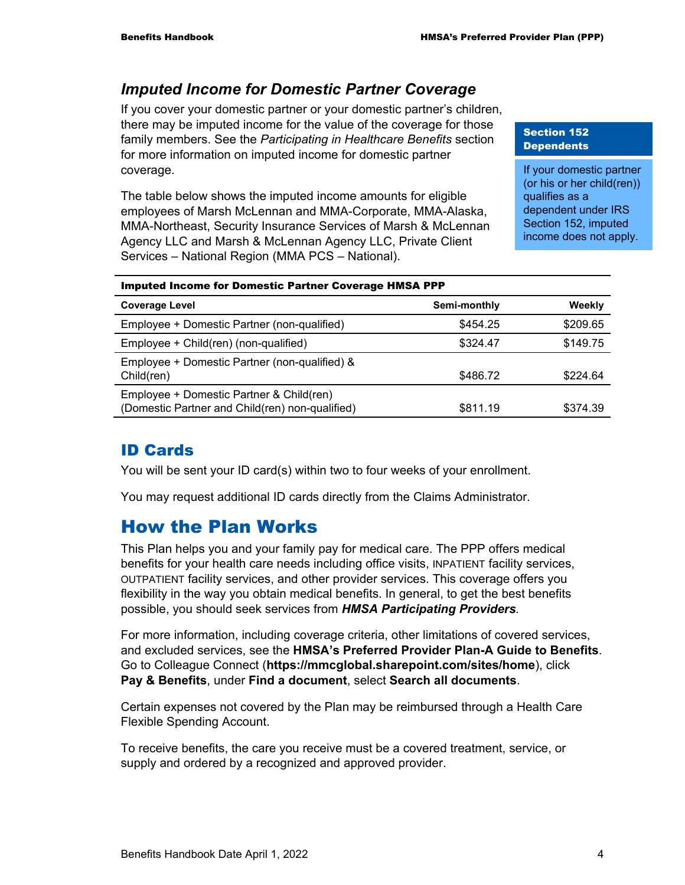### *Imputed Income for Domestic Partner Coverage*

If you cover your domestic partner or your domestic partner's children, there may be imputed income for the value of the coverage for those family members. See the *Participating in Healthcare Benefits* section for more information on imputed income for domestic partner coverage.

**Section 152 Dependents**

If your domestic partner (or his or her child(ren)) qualifies as a dependent under IRS Section 152, imputed income does not apply.

The table below shows the imputed income amounts for eligible employees of Marsh McLennan and MMA-Corporate, MMA-Alaska, MMA-Northeast, Security Insurance Services of Marsh & McLennan Agency LLC and Marsh & McLennan Agency LLC, Private Client Services – National Region (MMA PCS – National).

**Imputed Income for Domestic Partner Coverage HMSA PPP**

| Coverage Level | Semi-monthly | Weekly |
|---|---:|---:|
| Employee + Domestic Partner (non-qualified) | $454.25 | $209.65 |
| Employee + Child(ren) (non-qualified) | $324.47 | $149.75 |
| Employee + Domestic Partner (non-qualified) & Child(ren) | $486.72 | $224.64 |
| Employee + Domestic Partner & Child(ren) (Domestic Partner and Child(ren) non-qualified) | $811.19 | $374.39 |

## ID Cards

You will be sent your ID card(s) within two to four weeks of your enrollment.

You may request additional ID cards directly from the Claims Administrator.

# How the Plan Works

This Plan helps you and your family pay for medical care. The PPP offers medical benefits for your health care needs including office visits, INPATIENT facility services, OUTPATIENT facility services, and other provider services. This coverage offers you flexibility in the way you obtain medical benefits. In general, to get the best benefits possible, you should seek services from ***HMSA Participating Providers***.

For more information, including coverage criteria, other limitations of covered services, and excluded services, see the **HMSA's Preferred Provider Plan-A Guide to Benefits**. Go to Colleague Connect (**https://mmcglobal.sharepoint.com/sites/home**), click **Pay & Benefits**, under **Find a document**, select **Search all documents**.

Certain expenses not covered by the Plan may be reimbursed through a Health Care Flexible Spending Account.

To receive benefits, the care you receive must be a covered treatment, service, or supply and ordered by a recognized and approved provider.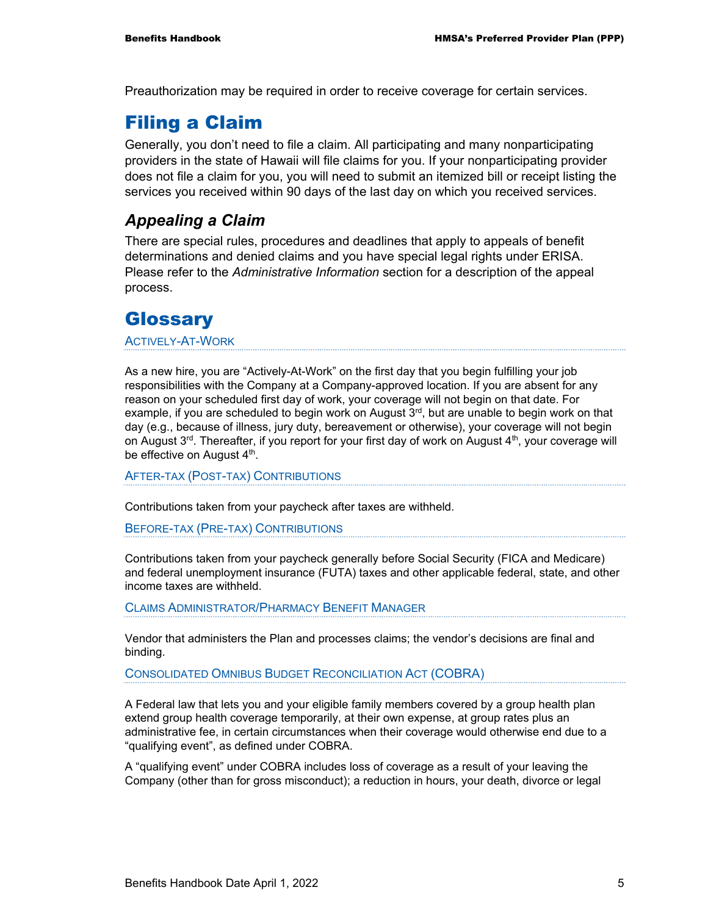Preauthorization may be required in order to receive coverage for certain services.

# Filing a Claim

Generally, you don't need to file a claim. All participating and many nonparticipating providers in the state of Hawaii will file claims for you. If your nonparticipating provider does not file a claim for you, you will need to submit an itemized bill or receipt listing the services you received within 90 days of the last day on which you received services.

## *Appealing a Claim*

There are special rules, procedures and deadlines that apply to appeals of benefit determinations and denied claims and you have special legal rights under ERISA. Please refer to the *Administrative Information* section for a description of the appeal process.

# Glossary

### ACTIVELY-AT-WORK

As a new hire, you are "Actively-At-Work" on the first day that you begin fulfilling your job responsibilities with the Company at a Company-approved location. If you are absent for any reason on your scheduled first day of work, your coverage will not begin on that date. For example, if you are scheduled to begin work on August 3rd, but are unable to begin work on that day (e.g., because of illness, jury duty, bereavement or otherwise), your coverage will not begin on August 3rd. Thereafter, if you report for your first day of work on August 4th, your coverage will be effective on August 4th.

### AFTER-TAX (POST-TAX) CONTRIBUTIONS

Contributions taken from your paycheck after taxes are withheld.

### BEFORE-TAX (PRE-TAX) CONTRIBUTIONS

Contributions taken from your paycheck generally before Social Security (FICA and Medicare) and federal unemployment insurance (FUTA) taxes and other applicable federal, state, and other income taxes are withheld.

### CLAIMS ADMINISTRATOR/PHARMACY BENEFIT MANAGER

Vendor that administers the Plan and processes claims; the vendor's decisions are final and binding.

### CONSOLIDATED OMNIBUS BUDGET RECONCILIATION ACT (COBRA)

A Federal law that lets you and your eligible family members covered by a group health plan extend group health coverage temporarily, at their own expense, at group rates plus an administrative fee, in certain circumstances when their coverage would otherwise end due to a "qualifying event", as defined under COBRA.

A "qualifying event" under COBRA includes loss of coverage as a result of your leaving the Company (other than for gross misconduct); a reduction in hours, your death, divorce or legal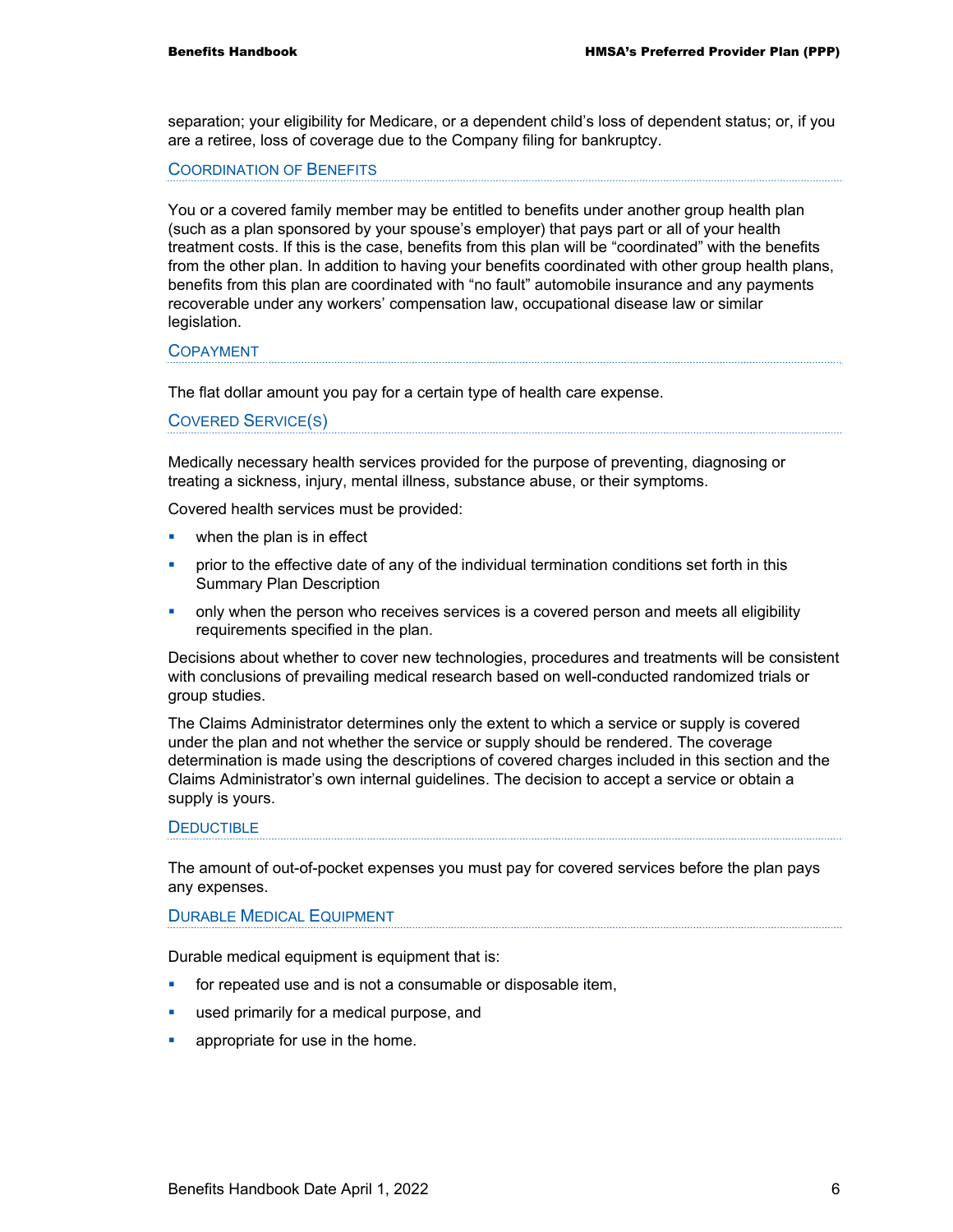separation; your eligibility for Medicare, or a dependent child's loss of dependent status; or, if you are a retiree, loss of coverage due to the Company filing for bankruptcy.

### Coordination of Benefits

You or a covered family member may be entitled to benefits under another group health plan (such as a plan sponsored by your spouse's employer) that pays part or all of your health treatment costs. If this is the case, benefits from this plan will be "coordinated" with the benefits from the other plan. In addition to having your benefits coordinated with other group health plans, benefits from this plan are coordinated with "no fault" automobile insurance and any payments recoverable under any workers' compensation law, occupational disease law or similar legislation.

### Copayment

The flat dollar amount you pay for a certain type of health care expense.

### Covered Service(s)

Medically necessary health services provided for the purpose of preventing, diagnosing or treating a sickness, injury, mental illness, substance abuse, or their symptoms.

Covered health services must be provided:

- when the plan is in effect
- prior to the effective date of any of the individual termination conditions set forth in this Summary Plan Description
- only when the person who receives services is a covered person and meets all eligibility requirements specified in the plan.

Decisions about whether to cover new technologies, procedures and treatments will be consistent with conclusions of prevailing medical research based on well-conducted randomized trials or group studies.

The Claims Administrator determines only the extent to which a service or supply is covered under the plan and not whether the service or supply should be rendered. The coverage determination is made using the descriptions of covered charges included in this section and the Claims Administrator's own internal guidelines. The decision to accept a service or obtain a supply is yours.

### Deductible

The amount of out-of-pocket expenses you must pay for covered services before the plan pays any expenses.

### Durable Medical Equipment

Durable medical equipment is equipment that is:

- for repeated use and is not a consumable or disposable item,
- used primarily for a medical purpose, and
- appropriate for use in the home.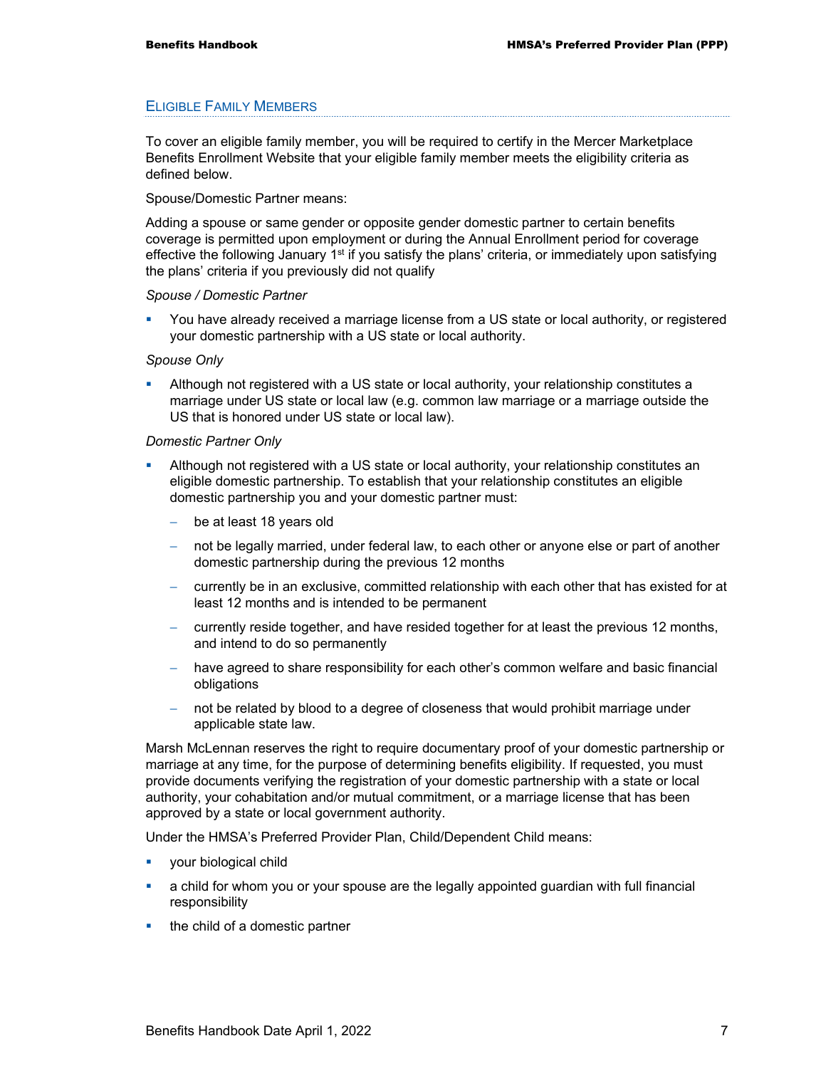## Eligible Family Members

To cover an eligible family member, you will be required to certify in the Mercer Marketplace Benefits Enrollment Website that your eligible family member meets the eligibility criteria as defined below.

Spouse/Domestic Partner means:

Adding a spouse or same gender or opposite gender domestic partner to certain benefits coverage is permitted upon employment or during the Annual Enrollment period for coverage effective the following January 1st if you satisfy the plans' criteria, or immediately upon satisfying the plans' criteria if you previously did not qualify

*Spouse / Domestic Partner*

- You have already received a marriage license from a US state or local authority, or registered your domestic partnership with a US state or local authority.

*Spouse Only*

- Although not registered with a US state or local authority, your relationship constitutes a marriage under US state or local law (e.g. common law marriage or a marriage outside the US that is honored under US state or local law).

*Domestic Partner Only*

- Although not registered with a US state or local authority, your relationship constitutes an eligible domestic partnership. To establish that your relationship constitutes an eligible domestic partnership you and your domestic partner must:
  - be at least 18 years old
  - not be legally married, under federal law, to each other or anyone else or part of another domestic partnership during the previous 12 months
  - currently be in an exclusive, committed relationship with each other that has existed for at least 12 months and is intended to be permanent
  - currently reside together, and have resided together for at least the previous 12 months, and intend to do so permanently
  - have agreed to share responsibility for each other's common welfare and basic financial obligations
  - not be related by blood to a degree of closeness that would prohibit marriage under applicable state law.

Marsh McLennan reserves the right to require documentary proof of your domestic partnership or marriage at any time, for the purpose of determining benefits eligibility. If requested, you must provide documents verifying the registration of your domestic partnership with a state or local authority, your cohabitation and/or mutual commitment, or a marriage license that has been approved by a state or local government authority.

Under the HMSA's Preferred Provider Plan, Child/Dependent Child means:

- your biological child
- a child for whom you or your spouse are the legally appointed guardian with full financial responsibility
- the child of a domestic partner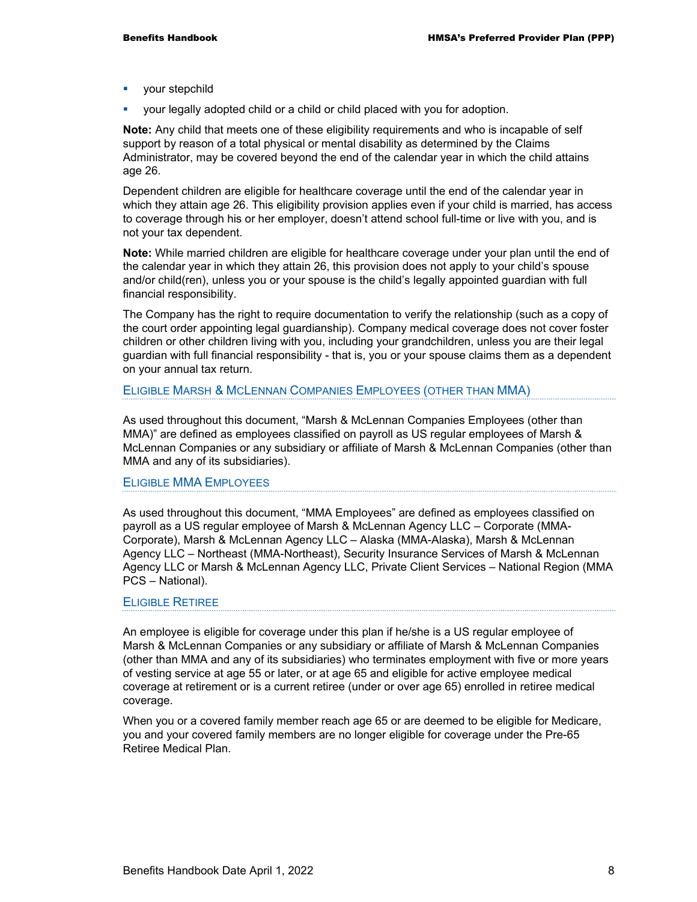- your stepchild
- your legally adopted child or a child or child placed with you for adoption.

**Note:** Any child that meets one of these eligibility requirements and who is incapable of self support by reason of a total physical or mental disability as determined by the Claims Administrator, may be covered beyond the end of the calendar year in which the child attains age 26.

Dependent children are eligible for healthcare coverage until the end of the calendar year in which they attain age 26. This eligibility provision applies even if your child is married, has access to coverage through his or her employer, doesn't attend school full-time or live with you, and is not your tax dependent.

**Note:** While married children are eligible for healthcare coverage under your plan until the end of the calendar year in which they attain 26, this provision does not apply to your child's spouse and/or child(ren), unless you or your spouse is the child's legally appointed guardian with full financial responsibility.

The Company has the right to require documentation to verify the relationship (such as a copy of the court order appointing legal guardianship). Company medical coverage does not cover foster children or other children living with you, including your grandchildren, unless you are their legal guardian with full financial responsibility - that is, you or your spouse claims them as a dependent on your annual tax return.

### Eligible Marsh & McLennan Companies Employees (other than MMA)

As used throughout this document, "Marsh & McLennan Companies Employees (other than MMA)" are defined as employees classified on payroll as US regular employees of Marsh & McLennan Companies or any subsidiary or affiliate of Marsh & McLennan Companies (other than MMA and any of its subsidiaries).

### Eligible MMA Employees

As used throughout this document, "MMA Employees" are defined as employees classified on payroll as a US regular employee of Marsh & McLennan Agency LLC – Corporate (MMA-Corporate), Marsh & McLennan Agency LLC – Alaska (MMA-Alaska), Marsh & McLennan Agency LLC – Northeast (MMA-Northeast), Security Insurance Services of Marsh & McLennan Agency LLC or Marsh & McLennan Agency LLC, Private Client Services – National Region (MMA PCS – National).

### Eligible Retiree

An employee is eligible for coverage under this plan if he/she is a US regular employee of Marsh & McLennan Companies or any subsidiary or affiliate of Marsh & McLennan Companies (other than MMA and any of its subsidiaries) who terminates employment with five or more years of vesting service at age 55 or later, or at age 65 and eligible for active employee medical coverage at retirement or is a current retiree (under or over age 65) enrolled in retiree medical coverage.

When you or a covered family member reach age 65 or are deemed to be eligible for Medicare, you and your covered family members are no longer eligible for coverage under the Pre-65 Retiree Medical Plan.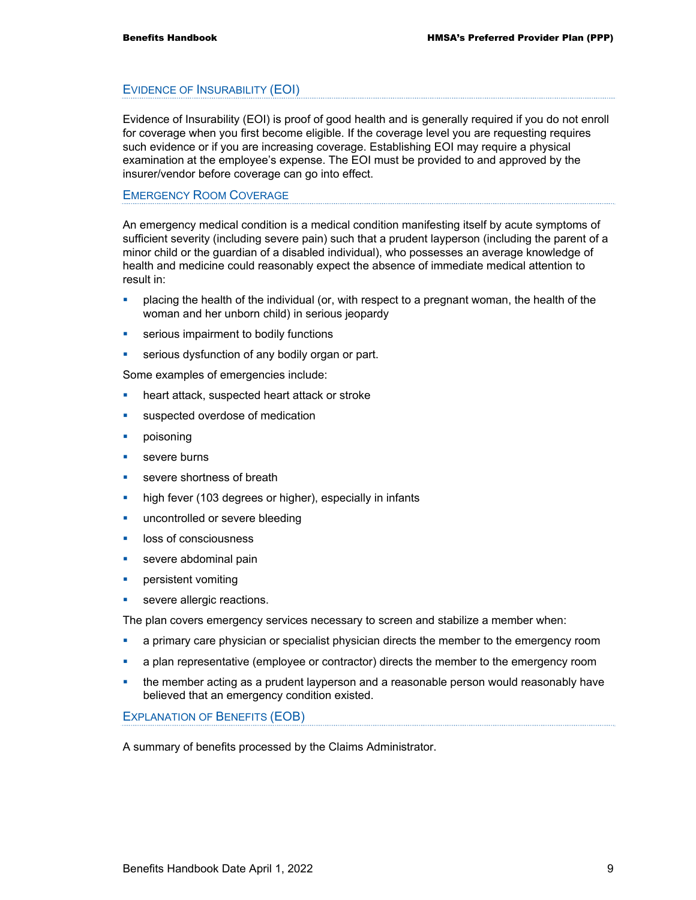## Evidence of Insurability (EOI)

Evidence of Insurability (EOI) is proof of good health and is generally required if you do not enroll for coverage when you first become eligible. If the coverage level you are requesting requires such evidence or if you are increasing coverage. Establishing EOI may require a physical examination at the employee's expense. The EOI must be provided to and approved by the insurer/vendor before coverage can go into effect.

## Emergency Room Coverage

An emergency medical condition is a medical condition manifesting itself by acute symptoms of sufficient severity (including severe pain) such that a prudent layperson (including the parent of a minor child or the guardian of a disabled individual), who possesses an average knowledge of health and medicine could reasonably expect the absence of immediate medical attention to result in:

- placing the health of the individual (or, with respect to a pregnant woman, the health of the woman and her unborn child) in serious jeopardy
- serious impairment to bodily functions
- serious dysfunction of any bodily organ or part.

Some examples of emergencies include:

- heart attack, suspected heart attack or stroke
- suspected overdose of medication
- poisoning
- severe burns
- severe shortness of breath
- high fever (103 degrees or higher), especially in infants
- uncontrolled or severe bleeding
- loss of consciousness
- severe abdominal pain
- persistent vomiting
- severe allergic reactions.

The plan covers emergency services necessary to screen and stabilize a member when:

- a primary care physician or specialist physician directs the member to the emergency room
- a plan representative (employee or contractor) directs the member to the emergency room
- the member acting as a prudent layperson and a reasonable person would reasonably have believed that an emergency condition existed.

## Explanation of Benefits (EOB)

A summary of benefits processed by the Claims Administrator.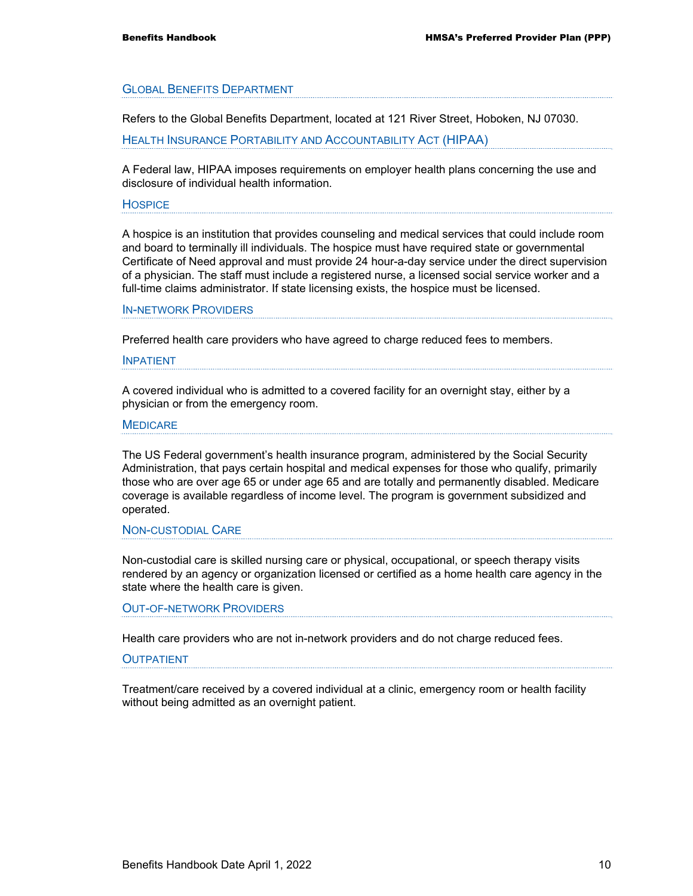### Global Benefits Department

Refers to the Global Benefits Department, located at 121 River Street, Hoboken, NJ 07030.

### Health Insurance Portability and Accountability Act (HIPAA)

A Federal law, HIPAA imposes requirements on employer health plans concerning the use and disclosure of individual health information.

### Hospice

A hospice is an institution that provides counseling and medical services that could include room and board to terminally ill individuals. The hospice must have required state or governmental Certificate of Need approval and must provide 24 hour-a-day service under the direct supervision of a physician. The staff must include a registered nurse, a licensed social service worker and a full-time claims administrator. If state licensing exists, the hospice must be licensed.

### In-network Providers

Preferred health care providers who have agreed to charge reduced fees to members.

### Inpatient

A covered individual who is admitted to a covered facility for an overnight stay, either by a physician or from the emergency room.

### Medicare

The US Federal government's health insurance program, administered by the Social Security Administration, that pays certain hospital and medical expenses for those who qualify, primarily those who are over age 65 or under age 65 and are totally and permanently disabled. Medicare coverage is available regardless of income level. The program is government subsidized and operated.

### Non-custodial Care

Non-custodial care is skilled nursing care or physical, occupational, or speech therapy visits rendered by an agency or organization licensed or certified as a home health care agency in the state where the health care is given.

### Out-of-network Providers

Health care providers who are not in-network providers and do not charge reduced fees.

### Outpatient

Treatment/care received by a covered individual at a clinic, emergency room or health facility without being admitted as an overnight patient.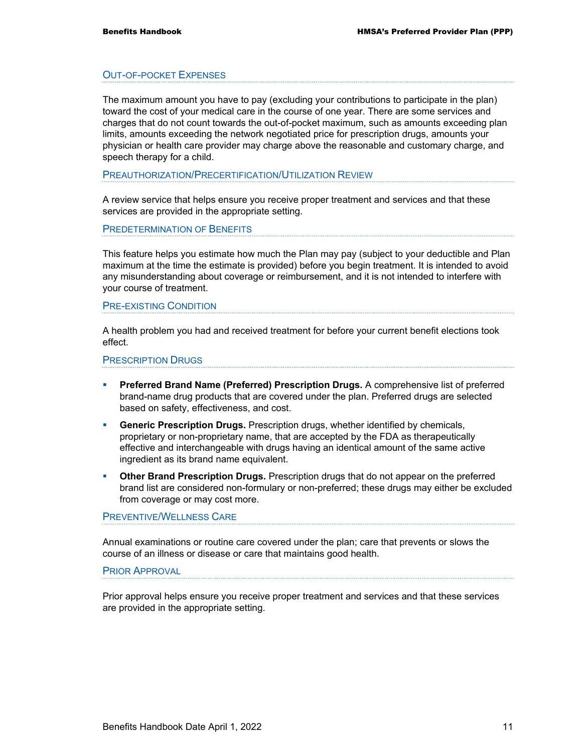## Out-of-pocket Expenses

The maximum amount you have to pay (excluding your contributions to participate in the plan) toward the cost of your medical care in the course of one year. There are some services and charges that do not count towards the out-of-pocket maximum, such as amounts exceeding plan limits, amounts exceeding the network negotiated price for prescription drugs, amounts your physician or health care provider may charge above the reasonable and customary charge, and speech therapy for a child.

## Preauthorization/Precertification/Utilization Review

A review service that helps ensure you receive proper treatment and services and that these services are provided in the appropriate setting.

## Predetermination of Benefits

This feature helps you estimate how much the Plan may pay (subject to your deductible and Plan maximum at the time the estimate is provided) before you begin treatment. It is intended to avoid any misunderstanding about coverage or reimbursement, and it is not intended to interfere with your course of treatment.

## Pre-existing Condition

A health problem you had and received treatment for before your current benefit elections took effect.

## Prescription Drugs

- **Preferred Brand Name (Preferred) Prescription Drugs.** A comprehensive list of preferred brand-name drug products that are covered under the plan. Preferred drugs are selected based on safety, effectiveness, and cost.
- **Generic Prescription Drugs.** Prescription drugs, whether identified by chemicals, proprietary or non-proprietary name, that are accepted by the FDA as therapeutically effective and interchangeable with drugs having an identical amount of the same active ingredient as its brand name equivalent.
- **Other Brand Prescription Drugs.** Prescription drugs that do not appear on the preferred brand list are considered non-formulary or non-preferred; these drugs may either be excluded from coverage or may cost more.

## Preventive/Wellness Care

Annual examinations or routine care covered under the plan; care that prevents or slows the course of an illness or disease or care that maintains good health.

## Prior Approval

Prior approval helps ensure you receive proper treatment and services and that these services are provided in the appropriate setting.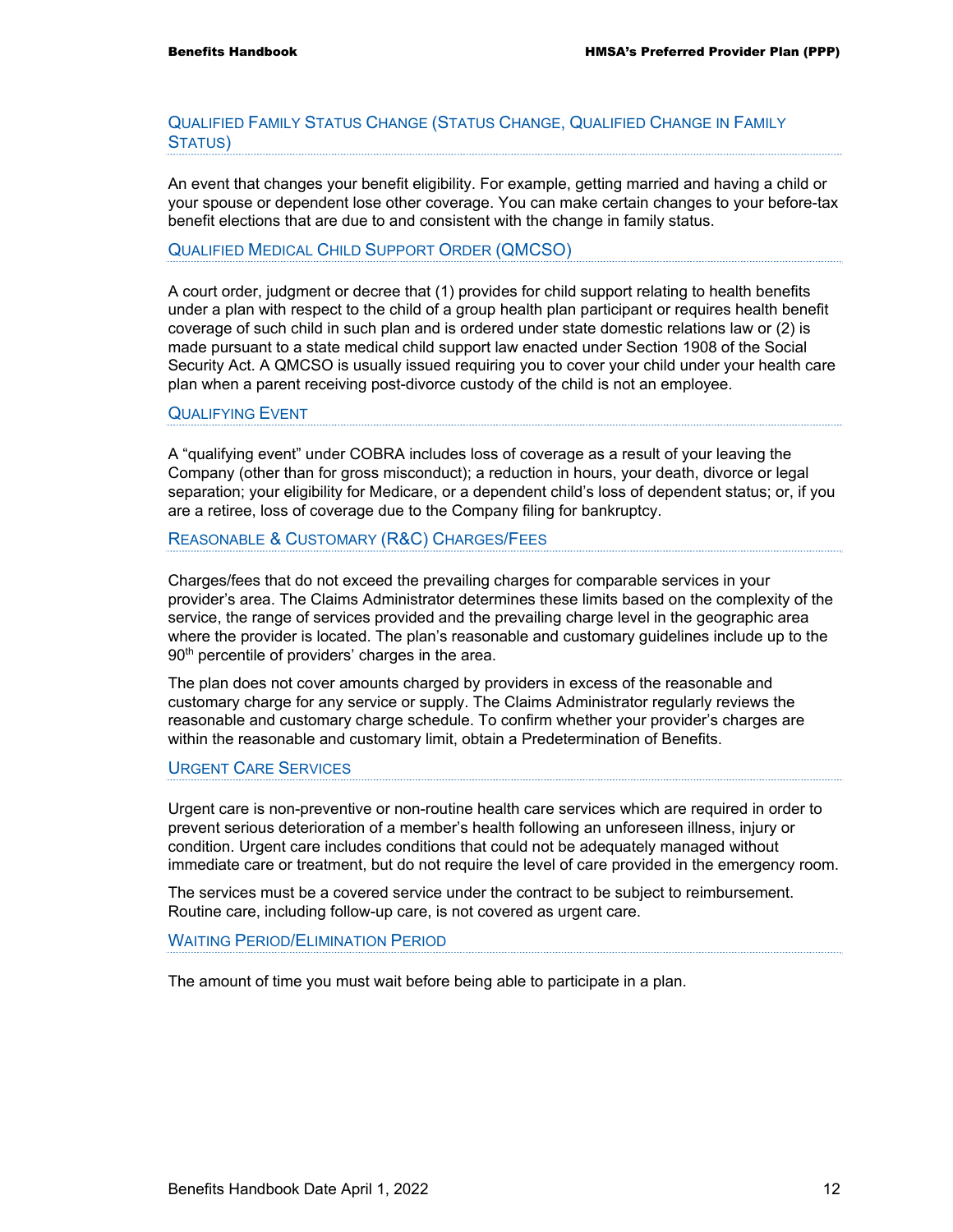### Qualified Family Status Change (Status Change, Qualified Change in Family Status)

An event that changes your benefit eligibility. For example, getting married and having a child or your spouse or dependent lose other coverage. You can make certain changes to your before-tax benefit elections that are due to and consistent with the change in family status.

### Qualified Medical Child Support Order (QMCSO)

A court order, judgment or decree that (1) provides for child support relating to health benefits under a plan with respect to the child of a group health plan participant or requires health benefit coverage of such child in such plan and is ordered under state domestic relations law or (2) is made pursuant to a state medical child support law enacted under Section 1908 of the Social Security Act. A QMCSO is usually issued requiring you to cover your child under your health care plan when a parent receiving post-divorce custody of the child is not an employee.

### Qualifying Event

A "qualifying event" under COBRA includes loss of coverage as a result of your leaving the Company (other than for gross misconduct); a reduction in hours, your death, divorce or legal separation; your eligibility for Medicare, or a dependent child's loss of dependent status; or, if you are a retiree, loss of coverage due to the Company filing for bankruptcy.

### Reasonable & Customary (R&C) Charges/Fees

Charges/fees that do not exceed the prevailing charges for comparable services in your provider's area. The Claims Administrator determines these limits based on the complexity of the service, the range of services provided and the prevailing charge level in the geographic area where the provider is located. The plan's reasonable and customary guidelines include up to the 90th percentile of providers' charges in the area.

The plan does not cover amounts charged by providers in excess of the reasonable and customary charge for any service or supply. The Claims Administrator regularly reviews the reasonable and customary charge schedule. To confirm whether your provider's charges are within the reasonable and customary limit, obtain a Predetermination of Benefits.

### Urgent Care Services

Urgent care is non-preventive or non-routine health care services which are required in order to prevent serious deterioration of a member's health following an unforeseen illness, injury or condition. Urgent care includes conditions that could not be adequately managed without immediate care or treatment, but do not require the level of care provided in the emergency room.

The services must be a covered service under the contract to be subject to reimbursement. Routine care, including follow-up care, is not covered as urgent care.

### Waiting Period/Elimination Period

The amount of time you must wait before being able to participate in a plan.